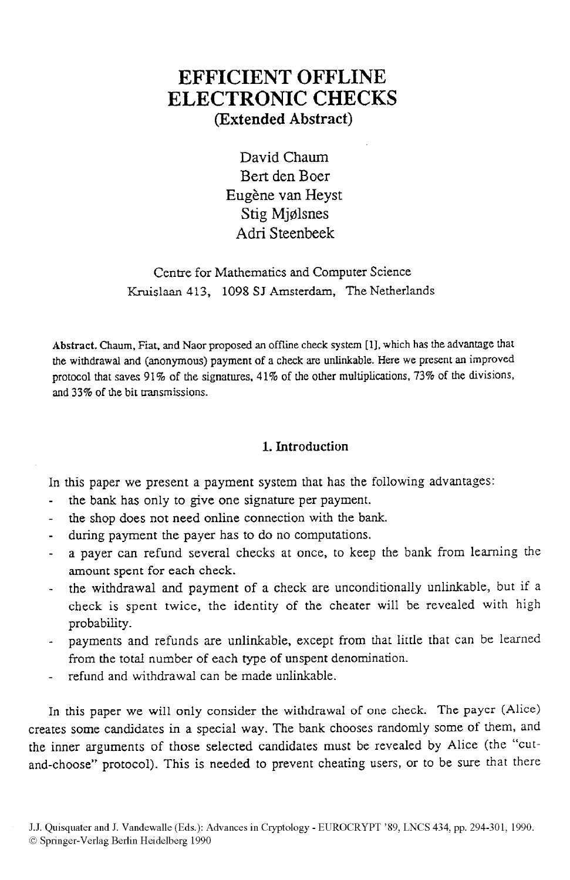# EFFICIENT OFFLINE ELECTRONIC CHECKS

**(Extended Abstract)**

David Chaum
Bert den Boer
Eugène van Heyst
Stig Mjølsnes
Adri Steenbeek

Centre for Mathematics and Computer Science
Kruislaan 413, 1098 SJ Amsterdam, The Netherlands

**Abstract.** Chaum, Fiat, and Naor proposed an offline check system [1], which has the advantage that the withdrawal and (anonymous) payment of a check are unlinkable. Here we present an improved protocol that saves 91% of the signatures, 41% of the other multiplications, 73% of the divisions, and 33% of the bit transmissions.

## 1. Introduction

In this paper we present a payment system that has the following advantages:

- the bank has only to give one signature per payment.
- the shop does not need online connection with the bank.
- during payment the payer has to do no computations.
- a payer can refund several checks at once, to keep the bank from learning the amount spent for each check.
- the withdrawal and payment of a check are unconditionally unlinkable, but if a check is spent twice, the identity of the cheater will be revealed with high probability.
- payments and refunds are unlinkable, except from that little that can be learned from the total number of each type of unspent denomination.
- refund and withdrawal can be made unlinkable.

In this paper we will only consider the withdrawal of one check. The payer (Alice) creates some candidates in a special way. The bank chooses randomly some of them, and the inner arguments of those selected candidates must be revealed by Alice (the "cut-and-choose" protocol). This is needed to prevent cheating users, or to be sure that there

J.J. Quisquater and J. Vandewalle (Eds.): Advances in Cryptology - EUROCRYPT '89, LNCS 434, pp. 294-301, 1990.
© Springer-Verlag Berlin Heidelberg 1990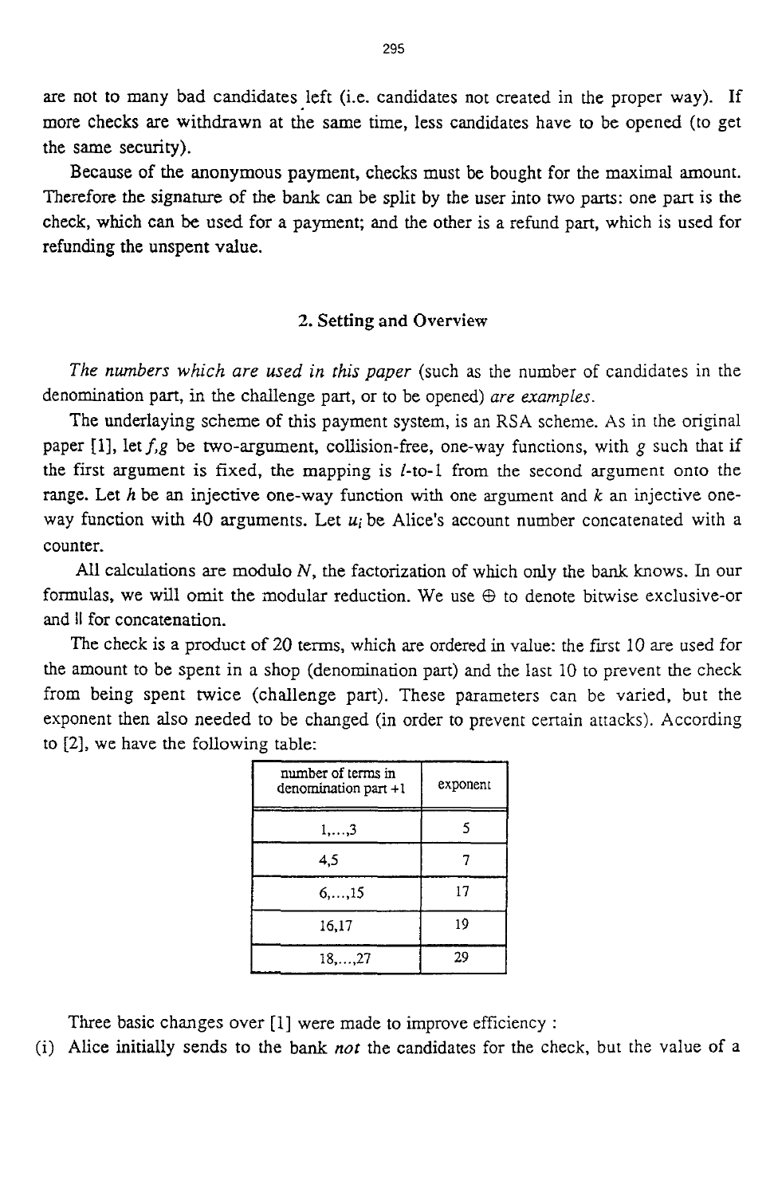are not to many bad candidates left (i.e. candidates not created in the proper way). If more checks are withdrawn at the same time, less candidates have to be opened (to get the same security).

Because of the anonymous payment, checks must be bought for the maximal amount. Therefore the signature of the bank can be split by the user into two parts: one part is the check, which can be used for a payment; and the other is a refund part, which is used for refunding the unspent value.

## 2. Setting and Overview

*The numbers which are used in this paper* (such as the number of candidates in the denomination part, in the challenge part, or to be opened) *are examples*.

The underlaying scheme of this payment system, is an RSA scheme. As in the original paper [1], let $f,g$ be two-argument, collision-free, one-way functions, with $g$ such that if the first argument is fixed, the mapping is $l$-to-1 from the second argument onto the range. Let $h$ be an injective one-way function with one argument and $k$ an injective one-way function with 40 arguments. Let $u_i$ be Alice's account number concatenated with a counter.

All calculations are modulo $N$, the factorization of which only the bank knows. In our formulas, we will omit the modular reduction. We use $\oplus$ to denote bitwise exclusive-or and $\|$ for concatenation.

The check is a product of 20 terms, which are ordered in value: the first 10 are used for the amount to be spent in a shop (denomination part) and the last 10 to prevent the check from being spent twice (challenge part). These parameters can be varied, but the exponent then also needed to be changed (in order to prevent certain attacks). According to [2], we have the following table:

| number of terms in denomination part +1 | exponent |
|---|---|
| 1,...,3 | 5 |
| 4,5 | 7 |
| 6,...,15 | 17 |
| 16,17 | 19 |
| 18,...,27 | 29 |

Three basic changes over [1] were made to improve efficiency :

(i) Alice initially sends to the bank *not* the candidates for the check, but the value of a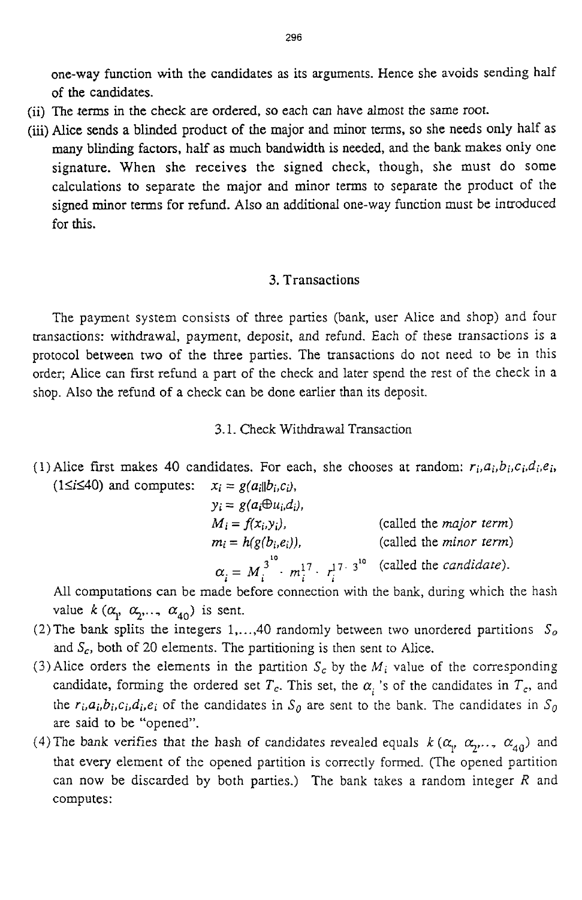one-way function with the candidates as its arguments. Hence she avoids sending half of the candidates.

(ii) The terms in the check are ordered, so each can have almost the same root.

(iii) Alice sends a blinded product of the major and minor terms, so she needs only half as many blinding factors, half as much bandwidth is needed, and the bank makes only one signature. When she receives the signed check, though, she must do some calculations to separate the major and minor terms to separate the product of the signed minor terms for refund. Also an additional one-way function must be introduced for this.

## 3. Transactions

The payment system consists of three parties (bank, user Alice and shop) and four transactions: withdrawal, payment, deposit, and refund. Each of these transactions is a protocol between two of the three parties. The transactions do not need to be in this order; Alice can first refund a part of the check and later spend the rest of the check in a shop. Also the refund of a check can be done earlier than its deposit.

### 3.1. Check Withdrawal Transaction

(1) Alice first makes 40 candidates. For each, she chooses at random: $r_i, a_i, b_i, c_i, d_i, e_i$, ($1 \leq i \leq 40$) and computes:

$$x_i = g(a_i \| b_i, c_i),$$

$$y_i = g(a_i \oplus u_i, d_i),$$

$$M_i = f(x_i, y_i), \quad \text{(called the } \textit{major term}\text{)}$$

$$m_i = h(g(b_i, e_i)), \quad \text{(called the } \textit{minor term}\text{)}$$

$$\alpha_i = M_i^{3^{10}} \cdot m_i^{17} \cdot r_i^{17 \cdot 3^{10}} \quad \text{(called the } \textit{candidate}\text{)}.$$

All computations can be made before connection with the bank, during which the hash value $k(\alpha_1, \alpha_2, \ldots, \alpha_{40})$ is sent.

(2) The bank splits the integers $1, \ldots, 40$ randomly between two unordered partitions $S_o$ and $S_c$, both of 20 elements. The partitioning is then sent to Alice.

(3) Alice orders the elements in the partition $S_c$ by the $M_i$ value of the corresponding candidate, forming the ordered set $T_c$. This set, the $\alpha_i$'s of the candidates in $T_c$, and the $r_i, a_i, b_i, c_i, d_i, e_i$ of the candidates in $S_0$ are sent to the bank. The candidates in $S_0$ are said to be "opened".

(4) The bank verifies that the hash of candidates revealed equals $k(\alpha_1, \alpha_2, \ldots, \alpha_{40})$ and that every element of the opened partition is correctly formed. (The opened partition can now be discarded by both parties.) The bank takes a random integer $R$ and computes: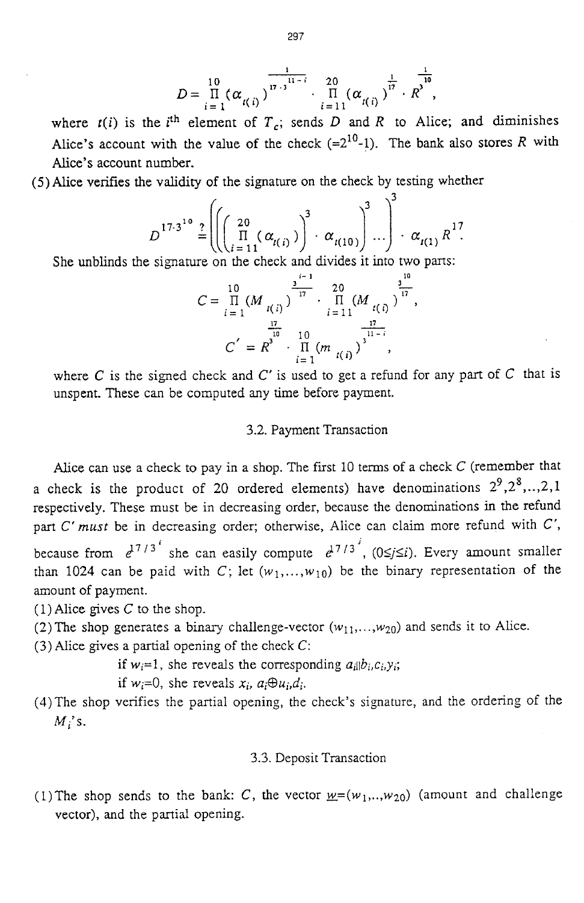$$D = \prod_{i=1}^{10} (\alpha_{t(i)})^{\frac{1}{17 \cdot 3^{11-i}}} \cdot \prod_{i=11}^{20} (\alpha_{t(i)})^{\frac{1}{17}} \cdot R^{\frac{1}{3^{10}}},$$

where $t(i)$ is the $i^{\text{th}}$ element of $T_c$; sends $D$ and $R$ to Alice; and diminishes Alice's account with the value of the check ($=2^{10}$-1). The bank also stores $R$ with Alice's account number.

(5) Alice verifies the validity of the signature on the check by testing whether

$$D^{17 \cdot 3^{10}} \stackrel{?}{=} \left( \left( \left( \left( \prod_{i=11}^{20} (\alpha_{t(i)}) \right)^3 \cdot \alpha_{t(10)} \right)^3 \cdots \right)^3 \cdot \alpha_{t(1)} \right) R^{17}.$$

She unblinds the signature on the check and divides it into two parts:

$$C = \prod_{i=1}^{10} (M_{t(i)})^{\frac{3^{i-1}}{17}} \cdot \prod_{i=11}^{20} (M_{t(i)})^{\frac{3^{10}}{17}},$$

$$C' = R^{\frac{17}{3^{10}}} \cdot \prod_{i=1}^{10} (m_{t(i)})^{\frac{17}{3^{11-i}}},$$

where $C$ is the signed check and $C'$ is used to get a refund for any part of $C$ that is unspent. These can be computed any time before payment.

### 3.2. Payment Transaction

Alice can use a check to pay in a shop. The first 10 terms of a check $C$ (remember that a check is the product of 20 ordered elements) have denominations $2^9, 2^8, .., 2, 1$ respectively. These must be in decreasing order, because the denominations in the refund part $C'$ *must* be in decreasing order; otherwise, Alice can claim more refund with $C'$, because from $d^{17/3^i}$ she can easily compute $d^{17/3^j}$, $(0 \leq j \leq i)$. Every amount smaller than 1024 can be paid with $C$; let $(w_1, ..., w_{10})$ be the binary representation of the amount of payment.

(1) Alice gives $C$ to the shop.

(2) The shop generates a binary challenge-vector $(w_{11}, ..., w_{20})$ and sends it to Alice.

(3) Alice gives a partial opening of the check $C$:

if $w_i = 1$, she reveals the corresponding $a_i \| b_i, c_i, y_i$;

if $w_i = 0$, she reveals $x_i$, $a_i \oplus u_i, d_i$.

(4) The shop verifies the partial opening, the check's signature, and the ordering of the $M_i$'s.

### 3.3. Deposit Transaction

(1) The shop sends to the bank: $C$, the vector $\underline{w} = (w_1, .., w_{20})$ (amount and challenge vector), and the partial opening.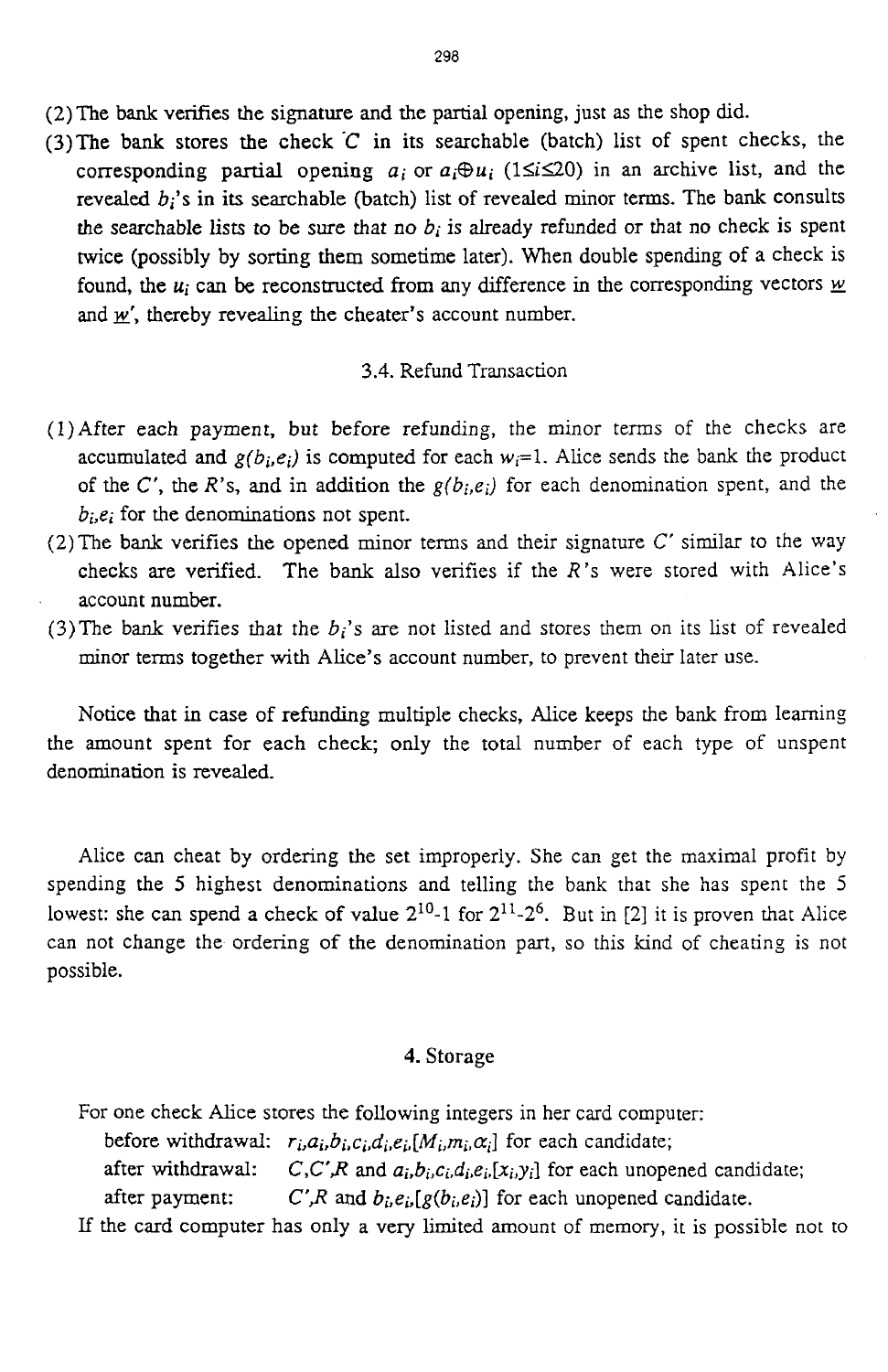(2) The bank verifies the signature and the partial opening, just as the shop did.

(3) The bank stores the check $C$ in its searchable (batch) list of spent checks, the corresponding partial opening $a_i$ or $a_i \oplus u_i$ ($1 \leq i \leq 20$) in an archive list, and the revealed $b_i$'s in its searchable (batch) list of revealed minor terms. The bank consults the searchable lists to be sure that no $b_i$ is already refunded or that no check is spent twice (possibly by sorting them sometime later). When double spending of a check is found, the $u_i$ can be reconstructed from any difference in the corresponding vectors $\underline{w}$ and $\underline{w}'$, thereby revealing the cheater's account number.

### 3.4. Refund Transaction

(1) After each payment, but before refunding, the minor terms of the checks are accumulated and $g(b_i, e_i)$ is computed for each $w_i = 1$. Alice sends the bank the product of the $C'$, the $R$'s, and in addition the $g(b_i, e_i)$ for each denomination spent, and the $b_i, e_i$ for the denominations not spent.

(2) The bank verifies the opened minor terms and their signature $C'$ similar to the way checks are verified. The bank also verifies if the $R$'s were stored with Alice's account number.

(3) The bank verifies that the $b_i$'s are not listed and stores them on its list of revealed minor terms together with Alice's account number, to prevent their later use.

Notice that in case of refunding multiple checks, Alice keeps the bank from learning the amount spent for each check; only the total number of each type of unspent denomination is revealed.

Alice can cheat by ordering the set improperly. She can get the maximal profit by spending the 5 highest denominations and telling the bank that she has spent the 5 lowest: she can spend a check of value $2^{10}$-1 for $2^{11}$-$2^{6}$. But in [2] it is proven that Alice can not change the ordering of the denomination part, so this kind of cheating is not possible.

## 4. Storage

For one check Alice stores the following integers in her card computer:

before withdrawal: $r_i, a_i, b_i, c_i, d_i, e_i, [M_i, m_i, \alpha_i]$ for each candidate;

after withdrawal: $C, C', R$ and $a_i, b_i, c_i, d_i, e_i, [x_i, y_i]$ for each unopened candidate;

after payment: $C', R$ and $b_i, e_i, [g(b_i, e_i)]$ for each unopened candidate.

If the card computer has only a very limited amount of memory, it is possible not to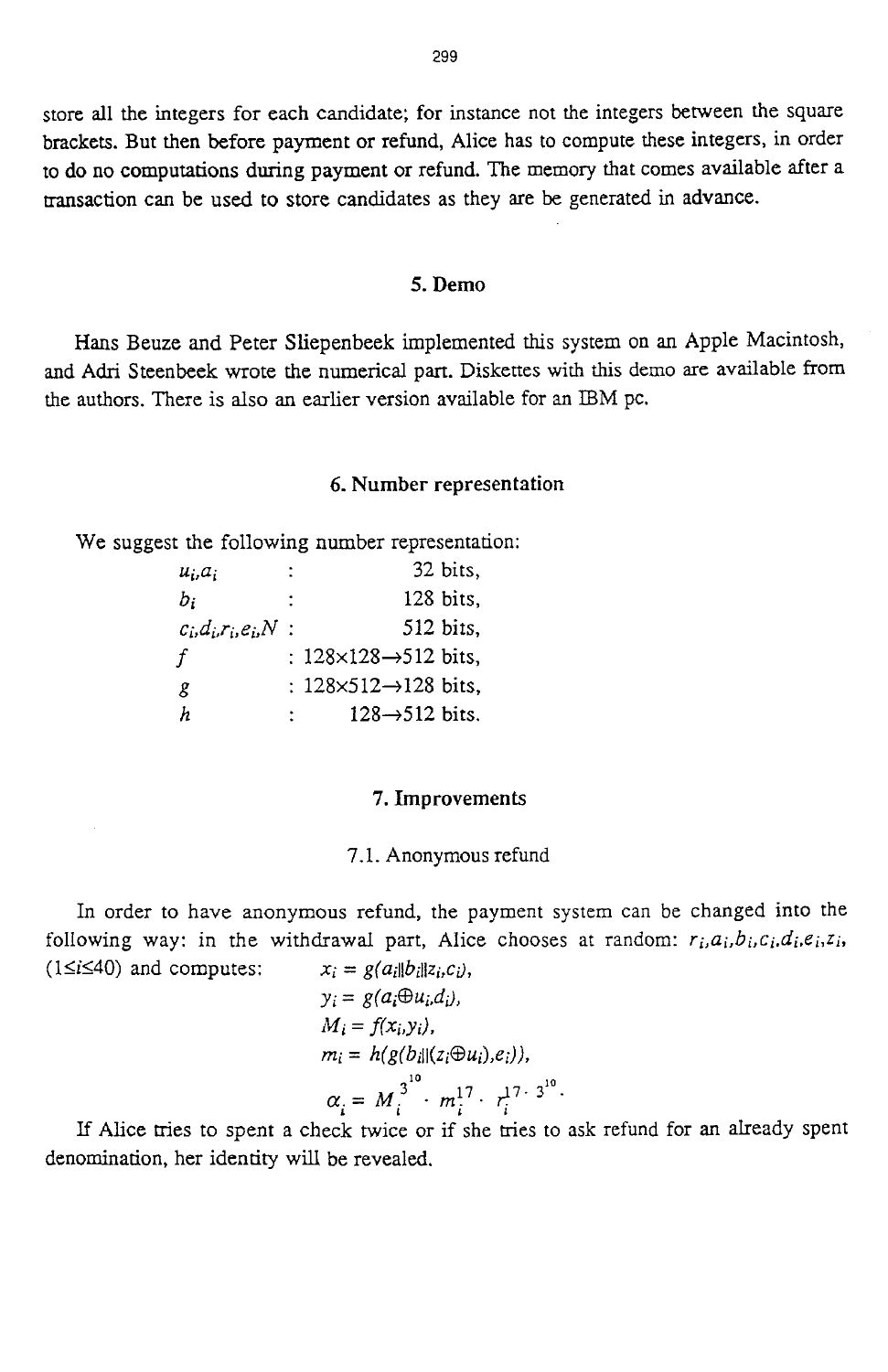store all the integers for each candidate; for instance not the integers between the square brackets. But then before payment or refund, Alice has to compute these integers, in order to do no computations during payment or refund. The memory that comes available after a transaction can be used to store candidates as they are be generated in advance.

## 5. Demo

Hans Beuze and Peter Sliepenbeek implemented this system on an Apple Macintosh, and Adri Steenbeek wrote the numerical part. Diskettes with this demo are available from the authors. There is also an earlier version available for an IBM pc.

## 6. Number representation

We suggest the following number representation:

| | | |
|---|---|---|
| $u_i, a_i$ | : | 32 bits, |
| $b_i$ | : | 128 bits, |
| $c_i, d_i, r_i, e_i, N$ | : | 512 bits, |
| $f$ | : | $128 \times 128 \rightarrow 512$ bits, |
| $g$ | : | $128 \times 512 \rightarrow 128$ bits, |
| $h$ | : | $128 \rightarrow 512$ bits. |

## 7. Improvements

### 7.1. Anonymous refund

In order to have anonymous refund, the payment system can be changed into the following way: in the withdrawal part, Alice chooses at random: $r_i, a_i, b_i, c_i, d_i, e_i, z_i$, ($1 \le i \le 40$) and computes:

$$x_i = g(a_i \| b_i \| z_i, c_i),$$

$$y_i = g(a_i \oplus u_i, d_i),$$

$$M_i = f(x_i, y_i),$$

$$m_i = h(g(b_i \| (z_i \oplus u_i), e_i)),$$

$$\alpha_i = M_i^{3^{10}} \cdot m_i^{17} \cdot r_i^{17 \cdot 3^{10}}.$$

If Alice tries to spent a check twice or if she tries to ask refund for an already spent denomination, her identity will be revealed.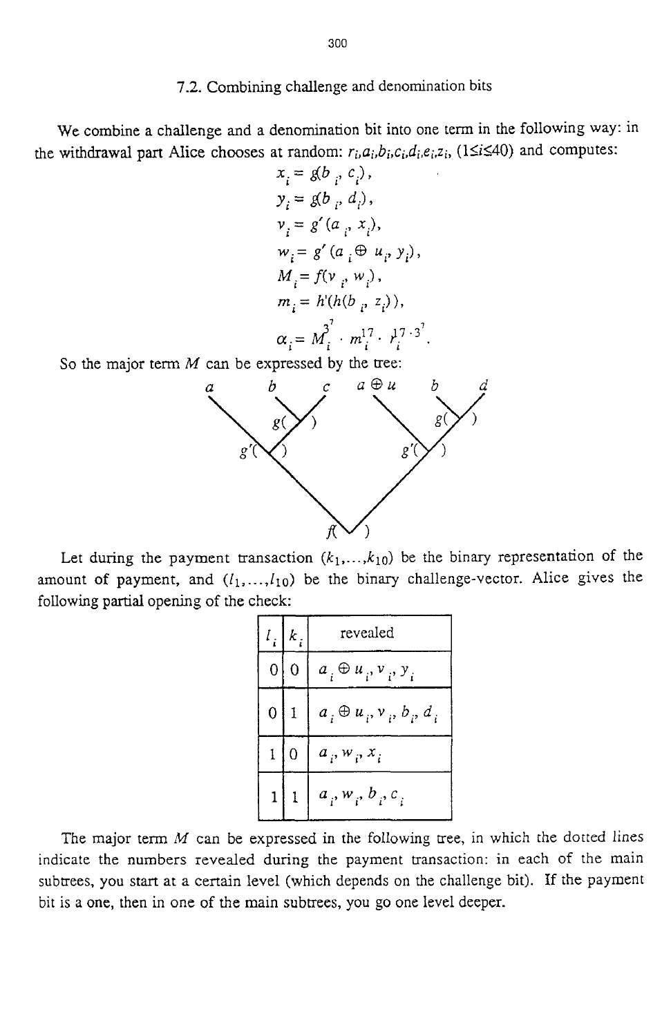## 7.2. Combining challenge and denomination bits

We combine a challenge and a denomination bit into one term in the following way: in the withdrawal part Alice chooses at random: $r_i, a_i, b_i, c_i, d_i, e_i, z_i$, $(1 \le i \le 40)$ and computes:

$$x_i = g(b_i, c_i),$$
$$y_i = g(b_i, d_i),$$
$$v_i = g'(a_i, x_i),$$
$$w_i = g'(a_i \oplus u_i, y_i),$$
$$M_i = f(v_i, w_i),$$
$$m_i = h'(h(b_i, z_i)),$$
$$\alpha_i = M_i^{3^7} \cdot m_i^{17} \cdot r_i^{17 \cdot 3^7}.$$

So the major term $M$ can be expressed by the tree:

```
a          b     c       a ⊕ u      b     d
 \          \   /           \        \   /
  \        g(   )            \      g(   )
   \        /                 \       /
  g'(      )                 g'(     )
      \                          /
       \                        /
        \                      /
               f(      )
```

Let during the payment transaction $(k_1,\ldots,k_{10})$ be the binary representation of the amount of payment, and $(l_1,\ldots,l_{10})$ be the binary challenge-vector. Alice gives the following partial opening of the check:

| $l_i$ | $k_i$ | revealed |
|---|---|---|
| 0 | 0 | $a_i \oplus u_i, v_i, y_i$ |
| 0 | 1 | $a_i \oplus u_i, v_i, b_i, d_i$ |
| 1 | 0 | $a_i, w_i, x_i$ |
| 1 | 1 | $a_i, w_i, b_i, c_i$ |

The major term $M$ can be expressed in the following tree, in which the dotted lines indicate the numbers revealed during the payment transaction: in each of the main subtrees, you start at a certain level (which depends on the challenge bit). If the payment bit is a one, then in one of the main subtrees, you go one level deeper.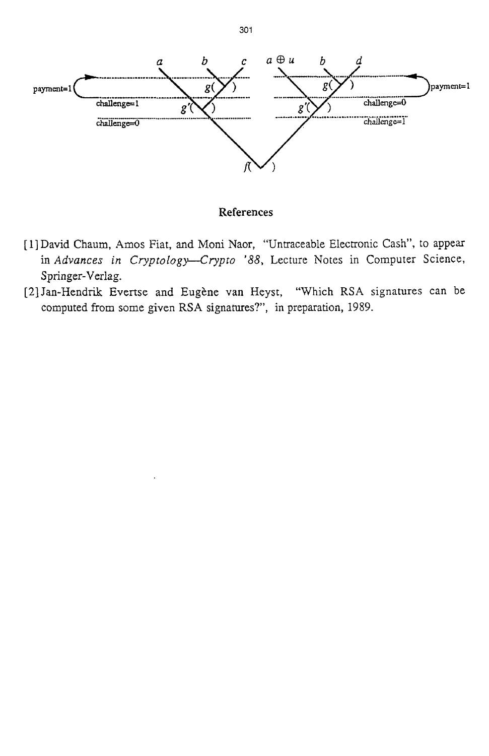$a$ $b$ $c$ $a \oplus u$ $b$ $d$

payment=1

challenge=1

challenge=0

$g(\ )$

$g'(\ )$

$g(\ )$

$g'(\ )$

payment=1

challenge=0

challenge=1

$f(\ )$

## References

[1] David Chaum, Amos Fiat, and Moni Naor, "Untraceable Electronic Cash", to appear in *Advances in Cryptology—Crypto '88*, Lecture Notes in Computer Science, Springer-Verlag.

[2] Jan-Hendrik Evertse and Eugène van Heyst, "Which RSA signatures can be computed from some given RSA signatures?", in preparation, 1989.